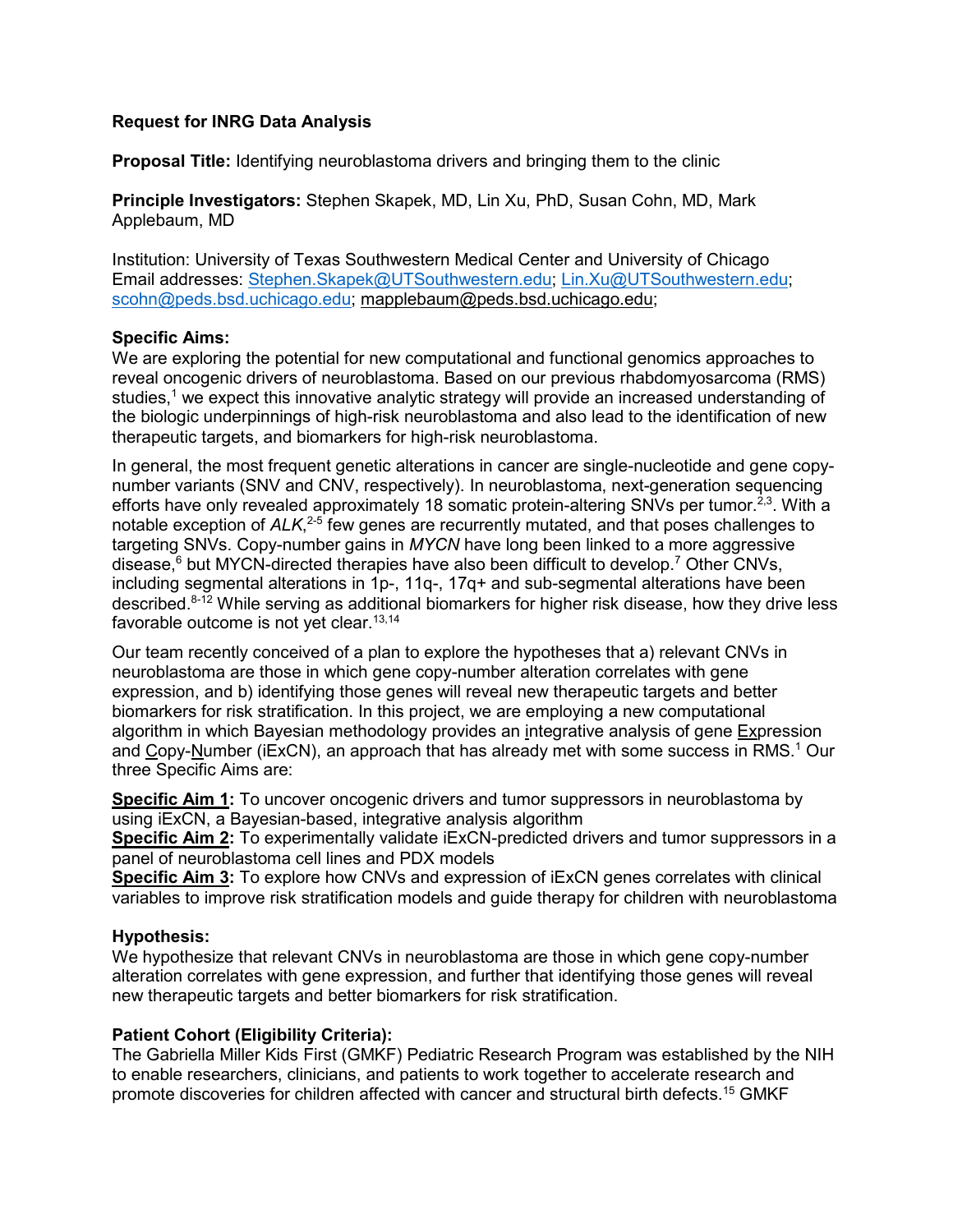**Request for INRG Data Analysis**

**Proposal Title:** Identifying neuroblastoma drivers and bringing them to the clinic

**Principle Investigators:** Stephen Skapek, MD, Lin Xu, PhD, Susan Cohn, MD, Mark Applebaum, MD

Institution: University of Texas Southwestern Medical Center and University of Chicago
Email addresses: Stephen.Skapek@UTSouthwestern.edu; Lin.Xu@UTSouthwestern.edu; scohn@peds.bsd.uchicago.edu; mapplebaum@peds.bsd.uchicago.edu;

**Specific Aims:**
We are exploring the potential for new computational and functional genomics approaches to reveal oncogenic drivers of neuroblastoma. Based on our previous rhabdomyosarcoma (RMS) studies,[1] we expect this innovative analytic strategy will provide an increased understanding of the biologic underpinnings of high-risk neuroblastoma and also lead to the identification of new therapeutic targets, and biomarkers for high-risk neuroblastoma.

In general, the most frequent genetic alterations in cancer are single-nucleotide and gene copy-number variants (SNV and CNV, respectively). In neuroblastoma, next-generation sequencing efforts have only revealed approximately 18 somatic protein-altering SNVs per tumor.[2,3]. With a notable exception of *ALK*,[2-5] few genes are recurrently mutated, and that poses challenges to targeting SNVs. Copy-number gains in *MYCN* have long been linked to a more aggressive disease,[6] but MYCN-directed therapies have also been difficult to develop.[7] Other CNVs, including segmental alterations in 1p-, 11q-, 17q+ and sub-segmental alterations have been described.[8-12] While serving as additional biomarkers for higher risk disease, how they drive less favorable outcome is not yet clear.[13,14]

Our team recently conceived of a plan to explore the hypotheses that a) relevant CNVs in neuroblastoma are those in which gene copy-number alteration correlates with gene expression, and b) identifying those genes will reveal new therapeutic targets and better biomarkers for risk stratification. In this project, we are employing a new computational algorithm in which Bayesian methodology provides an integrative analysis of gene Expression and Copy-Number (iExCN), an approach that has already met with some success in RMS.[1] Our three Specific Aims are:

**Specific Aim 1:** To uncover oncogenic drivers and tumor suppressors in neuroblastoma by using iExCN, a Bayesian-based, integrative analysis algorithm
**Specific Aim 2:** To experimentally validate iExCN-predicted drivers and tumor suppressors in a panel of neuroblastoma cell lines and PDX models
**Specific Aim 3:** To explore how CNVs and expression of iExCN genes correlates with clinical variables to improve risk stratification models and guide therapy for children with neuroblastoma

**Hypothesis:**
We hypothesize that relevant CNVs in neuroblastoma are those in which gene copy-number alteration correlates with gene expression, and further that identifying those genes will reveal new therapeutic targets and better biomarkers for risk stratification.

**Patient Cohort (Eligibility Criteria):**
The Gabriella Miller Kids First (GMKF) Pediatric Research Program was established by the NIH to enable researchers, clinicians, and patients to work together to accelerate research and promote discoveries for children affected with cancer and structural birth defects.[15] GMKF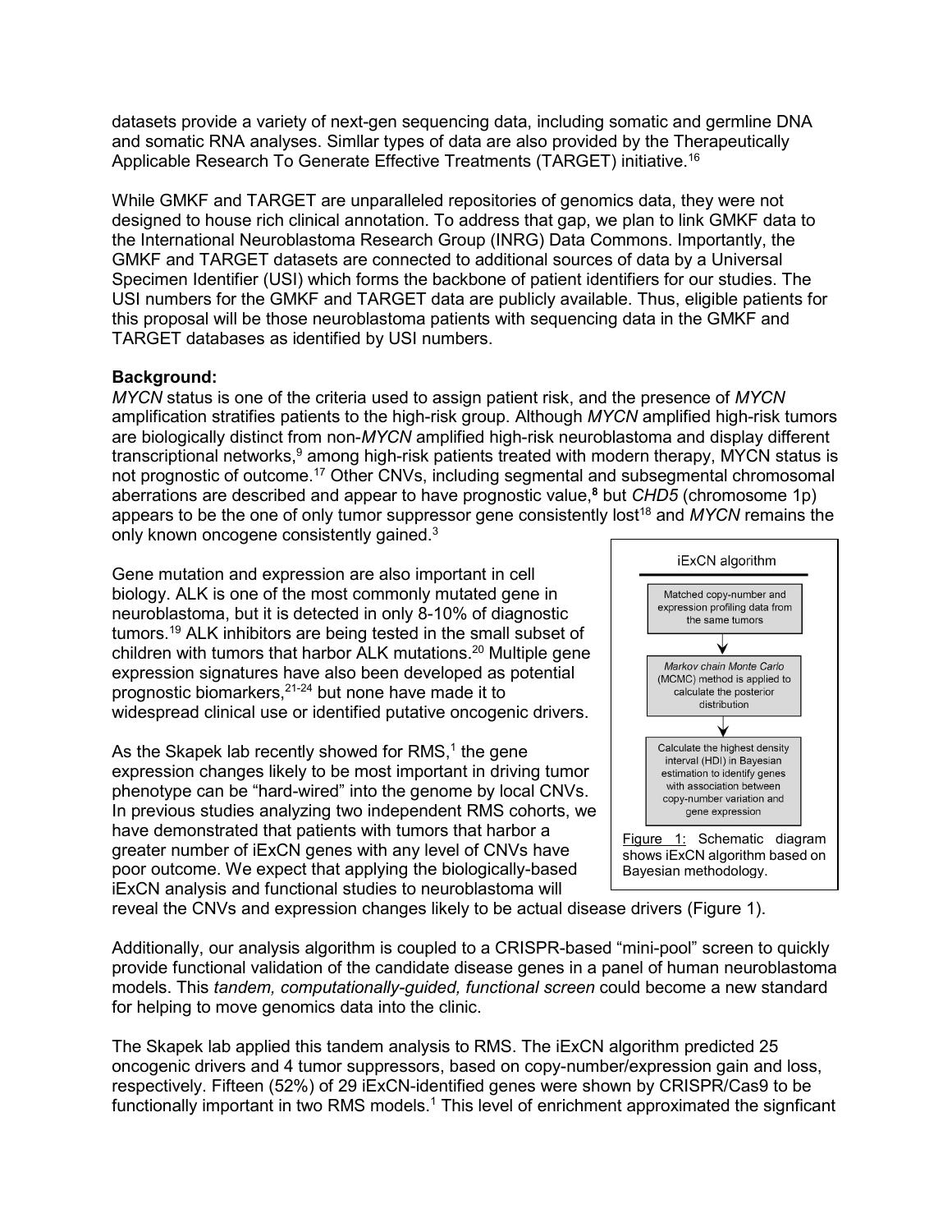datasets provide a variety of next-gen sequencing data, including somatic and germline DNA and somatic RNA analyses. Simllar types of data are also provided by the Therapeutically Applicable Research To Generate Effective Treatments (TARGET) initiative.[16]

While GMKF and TARGET are unparalleled repositories of genomics data, they were not designed to house rich clinical annotation. To address that gap, we plan to link GMKF data to the International Neuroblastoma Research Group (INRG) Data Commons. Importantly, the GMKF and TARGET datasets are connected to additional sources of data by a Universal Specimen Identifier (USI) which forms the backbone of patient identifiers for our studies. The USI numbers for the GMKF and TARGET data are publicly available. Thus, eligible patients for this proposal will be those neuroblastoma patients with sequencing data in the GMKF and TARGET databases as identified by USI numbers.

**Background:**

*MYCN* status is one of the criteria used to assign patient risk, and the presence of *MYCN* amplification stratifies patients to the high-risk group. Although *MYCN* amplified high-risk tumors are biologically distinct from non-*MYCN* amplified high-risk neuroblastoma and display different transcriptional networks,[9] among high-risk patients treated with modern therapy, MYCN status is not prognostic of outcome.[17] Other CNVs, including segmental and subsegmental chromosomal aberrations are described and appear to have prognostic value,[8] but *CHD5* (chromosome 1p) appears to be the one of only tumor suppressor gene consistently lost[18] and *MYCN* remains the only known oncogene consistently gained.[3]

Gene mutation and expression are also important in cell biology. ALK is one of the most commonly mutated gene in neuroblastoma, but it is detected in only 8-10% of diagnostic tumors.[19] ALK inhibitors are being tested in the small subset of children with tumors that harbor ALK mutations.[20] Multiple gene expression signatures have also been developed as potential prognostic biomarkers,[21-24] but none have made it to widespread clinical use or identified putative oncogenic drivers.

As the Skapek lab recently showed for RMS,[1] the gene expression changes likely to be most important in driving tumor phenotype can be "hard-wired" into the genome by local CNVs. In previous studies analyzing two independent RMS cohorts, we have demonstrated that patients with tumors that harbor a greater number of iExCN genes with any level of CNVs have poor outcome. We expect that applying the biologically-based iExCN analysis and functional studies to neuroblastoma will reveal the CNVs and expression changes likely to be actual disease drivers (Figure 1).

iExCN algorithm

Matched copy-number and expression profiling data from the same tumors

↓

*Markov chain Monte Carlo* (MCMC) method is applied to calculate the posterior distribution

↓

Calculate the highest density interval (HDI) in Bayesian estimation to identify genes with association between copy-number variation and gene expression

Figure 1: Schematic diagram shows iExCN algorithm based on Bayesian methodology.

Additionally, our analysis algorithm is coupled to a CRISPR-based "mini-pool" screen to quickly provide functional validation of the candidate disease genes in a panel of human neuroblastoma models. This *tandem, computationally-guided, functional screen* could become a new standard for helping to move genomics data into the clinic.

The Skapek lab applied this tandem analysis to RMS. The iExCN algorithm predicted 25 oncogenic drivers and 4 tumor suppressors, based on copy-number/expression gain and loss, respectively. Fifteen (52%) of 29 iExCN-identified genes were shown by CRISPR/Cas9 to be functionally important in two RMS models.[1] This level of enrichment approximated the signficant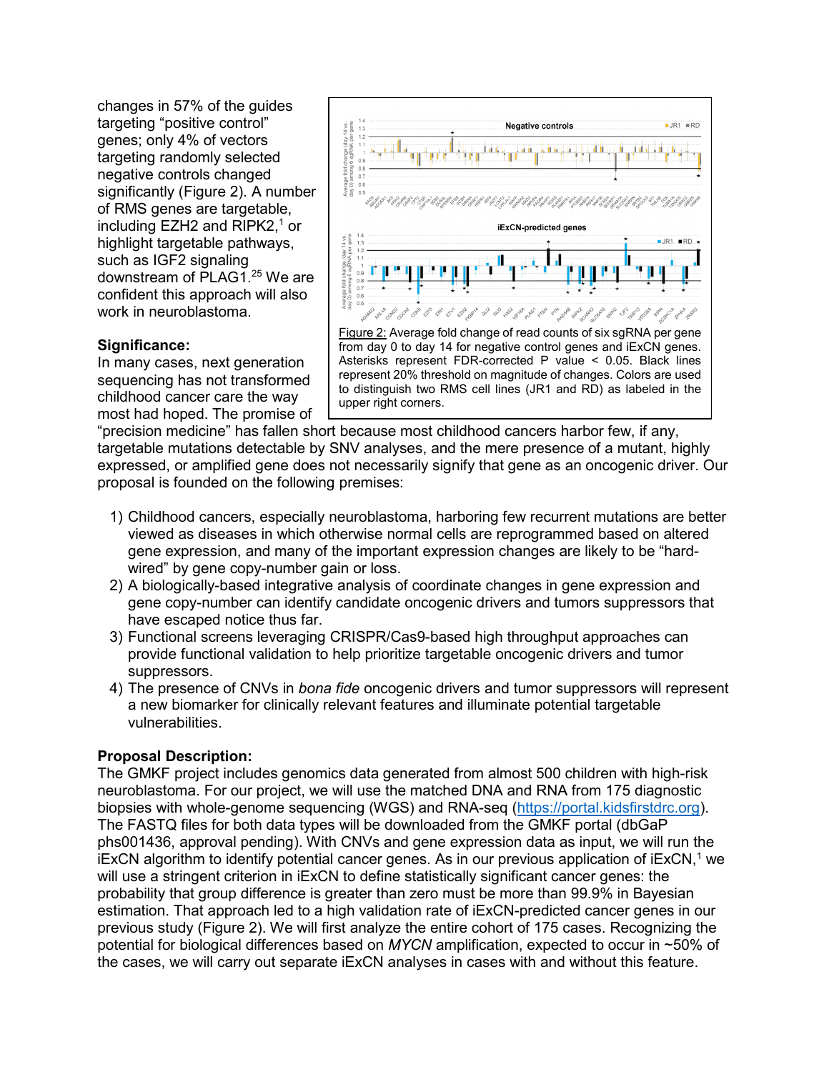changes in 57% of the guides targeting "positive control" genes; only 4% of vectors targeting randomly selected negative controls changed significantly (Figure 2). A number of RMS genes are targetable, including EZH2 and RIPK2,[1] or highlight targetable pathways, such as IGF2 signaling downstream of PLAG1.[25] We are confident this approach will also work in neuroblastoma.

Figure 2: Average fold change of read counts of six sgRNA per gene from day 0 to day 14 for negative control genes and iExCN genes. Asterisks represent FDR-corrected P value < 0.05. Black lines represent 20% threshold on magnitude of changes. Colors are used to distinguish two RMS cell lines (JR1 and RD) as labeled in the upper right corners.

**Significance:**

In many cases, next generation sequencing has not transformed childhood cancer care the way most had hoped. The promise of "precision medicine" has fallen short because most childhood cancers harbor few, if any, targetable mutations detectable by SNV analyses, and the mere presence of a mutant, highly expressed, or amplified gene does not necessarily signify that gene as an oncogenic driver. Our proposal is founded on the following premises:

1) Childhood cancers, especially neuroblastoma, harboring few recurrent mutations are better viewed as diseases in which otherwise normal cells are reprogrammed based on altered gene expression, and many of the important expression changes are likely to be "hard-wired" by gene copy-number gain or loss.
2) A biologically-based integrative analysis of coordinate changes in gene expression and gene copy-number can identify candidate oncogenic drivers and tumors suppressors that have escaped notice thus far.
3) Functional screens leveraging CRISPR/Cas9-based high throughput approaches can provide functional validation to help prioritize targetable oncogenic drivers and tumor suppressors.
4) The presence of CNVs in *bona fide* oncogenic drivers and tumor suppressors will represent a new biomarker for clinically relevant features and illuminate potential targetable vulnerabilities.

**Proposal Description:**

The GMKF project includes genomics data generated from almost 500 children with high-risk neuroblastoma. For our project, we will use the matched DNA and RNA from 175 diagnostic biopsies with whole-genome sequencing (WGS) and RNA-seq (https://portal.kidsfirstdrc.org). The FASTQ files for both data types will be downloaded from the GMKF portal (dbGaP phs001436, approval pending). With CNVs and gene expression data as input, we will run the iExCN algorithm to identify potential cancer genes. As in our previous application of iExCN,[1] we will use a stringent criterion in iExCN to define statistically significant cancer genes: the probability that group difference is greater than zero must be more than 99.9% in Bayesian estimation. That approach led to a high validation rate of iExCN-predicted cancer genes in our previous study (Figure 2). We will first analyze the entire cohort of 175 cases. Recognizing the potential for biological differences based on *MYCN* amplification, expected to occur in ~50% of the cases, we will carry out separate iExCN analyses in cases with and without this feature.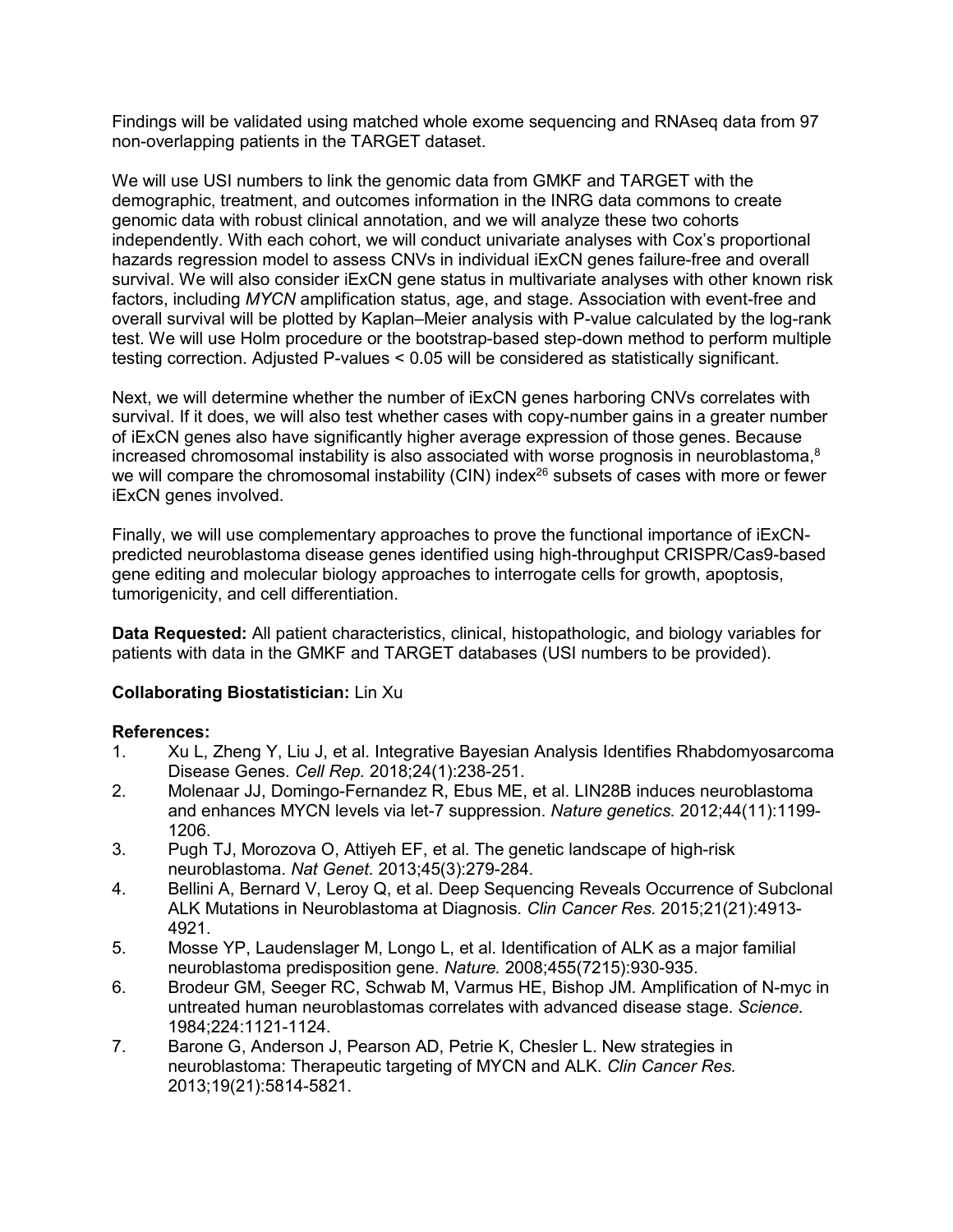Findings will be validated using matched whole exome sequencing and RNAseq data from 97 non-overlapping patients in the TARGET dataset.

We will use USI numbers to link the genomic data from GMKF and TARGET with the demographic, treatment, and outcomes information in the INRG data commons to create genomic data with robust clinical annotation, and we will analyze these two cohorts independently. With each cohort, we will conduct univariate analyses with Cox's proportional hazards regression model to assess CNVs in individual iExCN genes failure-free and overall survival. We will also consider iExCN gene status in multivariate analyses with other known risk factors, including *MYCN* amplification status, age, and stage. Association with event-free and overall survival will be plotted by Kaplan–Meier analysis with P-value calculated by the log-rank test. We will use Holm procedure or the bootstrap-based step-down method to perform multiple testing correction. Adjusted P-values < 0.05 will be considered as statistically significant.

Next, we will determine whether the number of iExCN genes harboring CNVs correlates with survival. If it does, we will also test whether cases with copy-number gains in a greater number of iExCN genes also have significantly higher average expression of those genes. Because increased chromosomal instability is also associated with worse prognosis in neuroblastoma,[8] we will compare the chromosomal instability (CIN) index[26] subsets of cases with more or fewer iExCN genes involved.

Finally, we will use complementary approaches to prove the functional importance of iExCN-predicted neuroblastoma disease genes identified using high-throughput CRISPR/Cas9-based gene editing and molecular biology approaches to interrogate cells for growth, apoptosis, tumorigenicity, and cell differentiation.

**Data Requested:** All patient characteristics, clinical, histopathologic, and biology variables for patients with data in the GMKF and TARGET databases (USI numbers to be provided).

**Collaborating Biostatistician:** Lin Xu

**References:**

1. Xu L, Zheng Y, Liu J, et al. Integrative Bayesian Analysis Identifies Rhabdomyosarcoma Disease Genes. *Cell Rep.* 2018;24(1):238-251.
2. Molenaar JJ, Domingo-Fernandez R, Ebus ME, et al. LIN28B induces neuroblastoma and enhances MYCN levels via let-7 suppression. *Nature genetics.* 2012;44(11):1199-1206.
3. Pugh TJ, Morozova O, Attiyeh EF, et al. The genetic landscape of high-risk neuroblastoma. *Nat Genet.* 2013;45(3):279-284.
4. Bellini A, Bernard V, Leroy Q, et al. Deep Sequencing Reveals Occurrence of Subclonal ALK Mutations in Neuroblastoma at Diagnosis. *Clin Cancer Res.* 2015;21(21):4913-4921.
5. Mosse YP, Laudenslager M, Longo L, et al. Identification of ALK as a major familial neuroblastoma predisposition gene. *Nature.* 2008;455(7215):930-935.
6. Brodeur GM, Seeger RC, Schwab M, Varmus HE, Bishop JM. Amplification of N-myc in untreated human neuroblastomas correlates with advanced disease stage. *Science.* 1984;224:1121-1124.
7. Barone G, Anderson J, Pearson AD, Petrie K, Chesler L. New strategies in neuroblastoma: Therapeutic targeting of MYCN and ALK. *Clin Cancer Res.* 2013;19(21):5814-5821.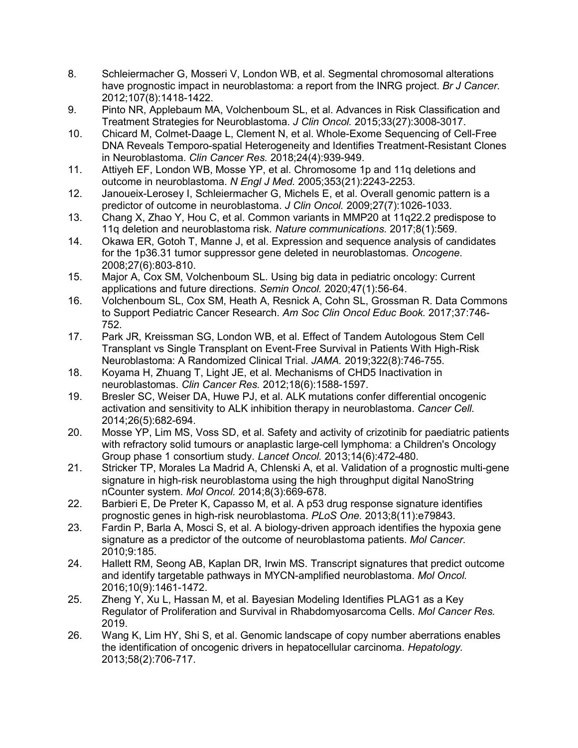8. Schleiermacher G, Mosseri V, London WB, et al. Segmental chromosomal alterations have prognostic impact in neuroblastoma: a report from the INRG project. *Br J Cancer.* 2012;107(8):1418-1422.
9. Pinto NR, Applebaum MA, Volchenboum SL, et al. Advances in Risk Classification and Treatment Strategies for Neuroblastoma. *J Clin Oncol.* 2015;33(27):3008-3017.
10. Chicard M, Colmet-Daage L, Clement N, et al. Whole-Exome Sequencing of Cell-Free DNA Reveals Temporo-spatial Heterogeneity and Identifies Treatment-Resistant Clones in Neuroblastoma. *Clin Cancer Res.* 2018;24(4):939-949.
11. Attiyeh EF, London WB, Mosse YP, et al. Chromosome 1p and 11q deletions and outcome in neuroblastoma. *N Engl J Med.* 2005;353(21):2243-2253.
12. Janoueix-Lerosey I, Schleiermacher G, Michels E, et al. Overall genomic pattern is a predictor of outcome in neuroblastoma. *J Clin Oncol.* 2009;27(7):1026-1033.
13. Chang X, Zhao Y, Hou C, et al. Common variants in MMP20 at 11q22.2 predispose to 11q deletion and neuroblastoma risk. *Nature communications.* 2017;8(1):569.
14. Okawa ER, Gotoh T, Manne J, et al. Expression and sequence analysis of candidates for the 1p36.31 tumor suppressor gene deleted in neuroblastomas. *Oncogene.* 2008;27(6):803-810.
15. Major A, Cox SM, Volchenboum SL. Using big data in pediatric oncology: Current applications and future directions. *Semin Oncol.* 2020;47(1):56-64.
16. Volchenboum SL, Cox SM, Heath A, Resnick A, Cohn SL, Grossman R. Data Commons to Support Pediatric Cancer Research. *Am Soc Clin Oncol Educ Book.* 2017;37:746-752.
17. Park JR, Kreissman SG, London WB, et al. Effect of Tandem Autologous Stem Cell Transplant vs Single Transplant on Event-Free Survival in Patients With High-Risk Neuroblastoma: A Randomized Clinical Trial. *JAMA.* 2019;322(8):746-755.
18. Koyama H, Zhuang T, Light JE, et al. Mechanisms of CHD5 Inactivation in neuroblastomas. *Clin Cancer Res.* 2012;18(6):1588-1597.
19. Bresler SC, Weiser DA, Huwe PJ, et al. ALK mutations confer differential oncogenic activation and sensitivity to ALK inhibition therapy in neuroblastoma. *Cancer Cell.* 2014;26(5):682-694.
20. Mosse YP, Lim MS, Voss SD, et al. Safety and activity of crizotinib for paediatric patients with refractory solid tumours or anaplastic large-cell lymphoma: a Children's Oncology Group phase 1 consortium study. *Lancet Oncol.* 2013;14(6):472-480.
21. Stricker TP, Morales La Madrid A, Chlenski A, et al. Validation of a prognostic multi-gene signature in high-risk neuroblastoma using the high throughput digital NanoString nCounter system. *Mol Oncol.* 2014;8(3):669-678.
22. Barbieri E, De Preter K, Capasso M, et al. A p53 drug response signature identifies prognostic genes in high-risk neuroblastoma. *PLoS One.* 2013;8(11):e79843.
23. Fardin P, Barla A, Mosci S, et al. A biology-driven approach identifies the hypoxia gene signature as a predictor of the outcome of neuroblastoma patients. *Mol Cancer.* 2010;9:185.
24. Hallett RM, Seong AB, Kaplan DR, Irwin MS. Transcript signatures that predict outcome and identify targetable pathways in MYCN-amplified neuroblastoma. *Mol Oncol.* 2016;10(9):1461-1472.
25. Zheng Y, Xu L, Hassan M, et al. Bayesian Modeling Identifies PLAG1 as a Key Regulator of Proliferation and Survival in Rhabdomyosarcoma Cells. *Mol Cancer Res.* 2019.
26. Wang K, Lim HY, Shi S, et al. Genomic landscape of copy number aberrations enables the identification of oncogenic drivers in hepatocellular carcinoma. *Hepatology.* 2013;58(2):706-717.